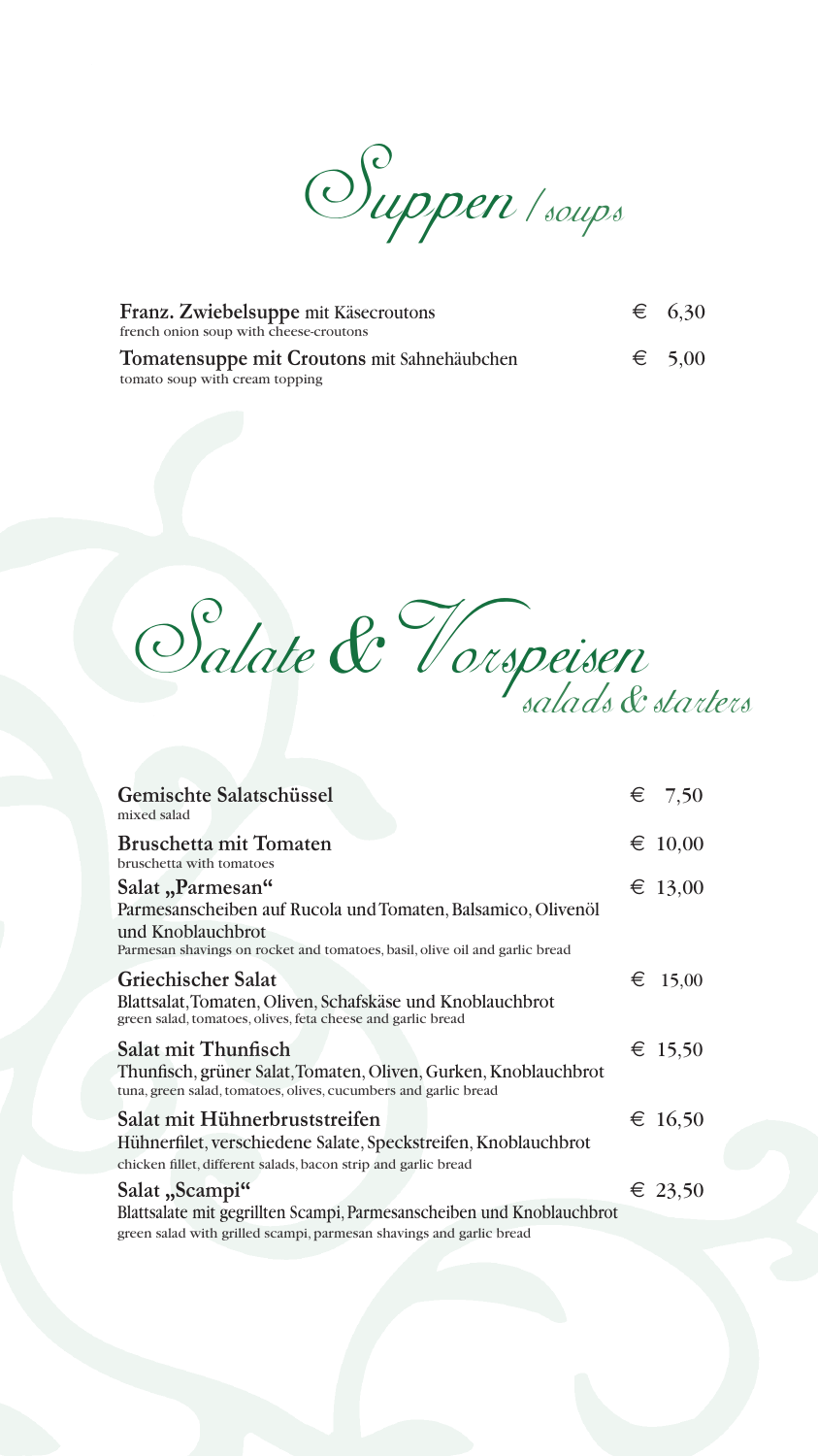# Suppen / soups

**Franz. Zwiebelsuppe** mit Käsecroutons — € 6,30
french onion soup with cheese-croutons

**Tomatensuppe mit Croutons** mit Sahnehäubchen — € 5,00
tomato soup with cream topping

# Salate & Vorspeisen *salads & starters*

**Gemischte Salatschüssel** — € 7,50
mixed salad

**Bruschetta mit Tomaten** — € 10,00
bruschetta with tomatoes

**Salat „Parmesan"** — € 13,00
Parmesanscheiben auf Rucola und Tomaten, Balsamico, Olivenöl und Knoblauchbrot
Parmesan shavings on rocket and tomatoes, basil, olive oil and garlic bread

**Griechischer Salat** — € 15,00
Blattsalat, Tomaten, Oliven, Schafskäse und Knoblauchbrot
green salad, tomatoes, olives, feta cheese and garlic bread

**Salat mit Thunfisch** — € 15,50
Thunfisch, grüner Salat, Tomaten, Oliven, Gurken, Knoblauchbrot
tuna, green salad, tomatoes, olives, cucumbers and garlic bread

**Salat mit Hühnerbruststreifen** — € 16,50
Hühnerfilet, verschiedene Salate, Speckstreifen, Knoblauchbrot
chicken fillet, different salads, bacon strip and garlic bread

**Salat „Scampi"** — € 23,50
Blattsalate mit gegrillten Scampi, Parmesanscheiben und Knoblauchbrot
green salad with grilled scampi, parmesan shavings and garlic bread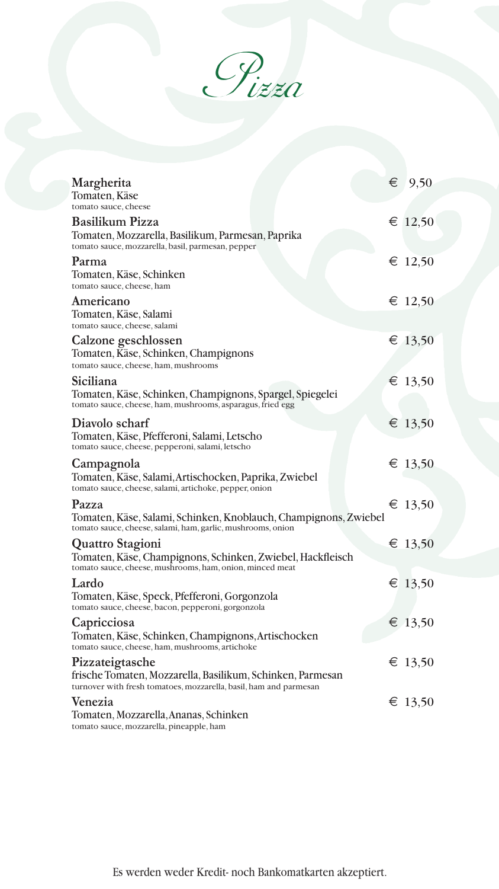# Pizza

**Margherita** — € 9,50
Tomaten, Käse
tomato sauce, cheese

**Basilikum Pizza** — € 12,50
Tomaten, Mozzarella, Basilikum, Parmesan, Paprika
tomato sauce, mozzarella, basil, parmesan, pepper

**Parma** — € 12,50
Tomaten, Käse, Schinken
tomato sauce, cheese, ham

**Americano** — € 12,50
Tomaten, Käse, Salami
tomato sauce, cheese, salami

**Calzone geschlossen** — € 13,50
Tomaten, Käse, Schinken, Champignons
tomato sauce, cheese, ham, mushrooms

**Siciliana** — € 13,50
Tomaten, Käse, Schinken, Champignons, Spargel, Spiegelei
tomato sauce, cheese, ham, mushrooms, asparagus, fried egg

**Diavolo scharf** — € 13,50
Tomaten, Käse, Pfefferoni, Salami, Letscho
tomato sauce, cheese, pepperoni, salami, letscho

**Campagnola** — € 13,50
Tomaten, Käse, Salami, Artischocken, Paprika, Zwiebel
tomato sauce, cheese, salami, artichoke, pepper, onion

**Pazza** — € 13,50
Tomaten, Käse, Salami, Schinken, Knoblauch, Champignons, Zwiebel
tomato sauce, cheese, salami, ham, garlic, mushrooms, onion

**Quattro Stagioni** — € 13,50
Tomaten, Käse, Champignons, Schinken, Zwiebel, Hackfleisch
tomato sauce, cheese, mushrooms, ham, onion, minced meat

**Lardo** — € 13,50
Tomaten, Käse, Speck, Pfefferoni, Gorgonzola
tomato sauce, cheese, bacon, pepperoni, gorgonzola

**Capricciosa** — € 13,50
Tomaten, Käse, Schinken, Champignons, Artischocken
tomato sauce, cheese, ham, mushrooms, artichoke

**Pizzateigtasche** — € 13,50
frische Tomaten, Mozzarella, Basilikum, Schinken, Parmesan
turnover with fresh tomatoes, mozzarella, basil, ham and parmesan

**Venezia** — € 13,50
Tomaten, Mozzarella, Ananas, Schinken
tomato sauce, mozzarella, pineapple, ham

Es werden weder Kredit- noch Bankomatkarten akzeptiert.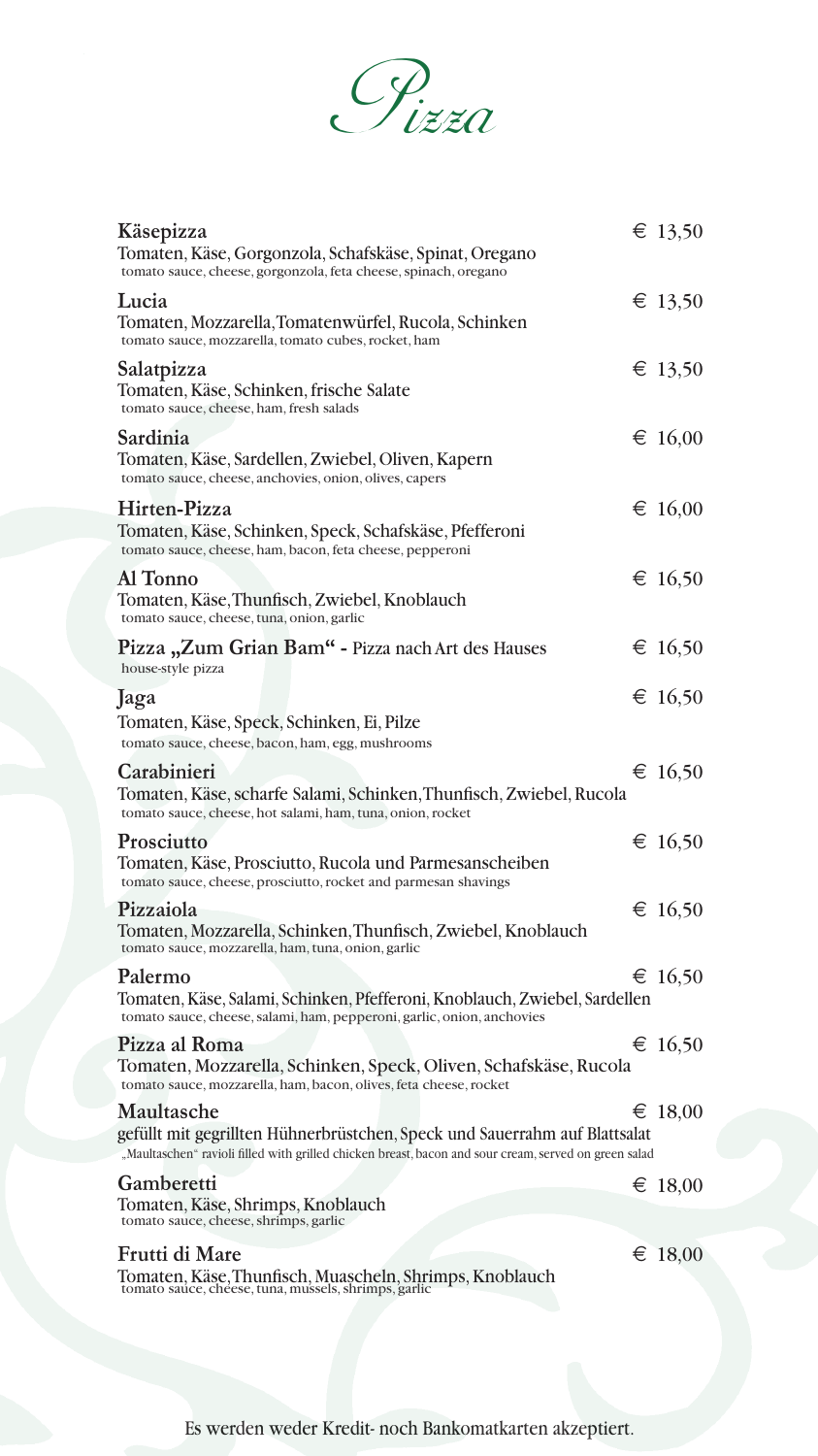# Pizza

**Käsepizza** € 13,50
Tomaten, Käse, Gorgonzola, Schafskäse, Spinat, Oregano
tomato sauce, cheese, gorgonzola, feta cheese, spinach, oregano

**Lucia** € 13,50
Tomaten, Mozzarella, Tomatenwürfel, Rucola, Schinken
tomato sauce, mozzarella, tomato cubes, rocket, ham

**Salatpizza** € 13,50
Tomaten, Käse, Schinken, frische Salate
tomato sauce, cheese, ham, fresh salads

**Sardinia** € 16,00
Tomaten, Käse, Sardellen, Zwiebel, Oliven, Kapern
tomato sauce, cheese, anchovies, onion, olives, capers

**Hirten-Pizza** € 16,00
Tomaten, Käse, Schinken, Speck, Schafskäse, Pfefferoni
tomato sauce, cheese, ham, bacon, feta cheese, pepperoni

**Al Tonno** € 16,50
Tomaten, Käse, Thunfisch, Zwiebel, Knoblauch
tomato sauce, cheese, tuna, onion, garlic

**Pizza „Zum Grian Bam“** - Pizza nach Art des Hauses € 16,50
house-style pizza

**Jaga** € 16,50
Tomaten, Käse, Speck, Schinken, Ei, Pilze
tomato sauce, cheese, bacon, ham, egg, mushrooms

**Carabinieri** € 16,50
Tomaten, Käse, scharfe Salami, Schinken, Thunfisch, Zwiebel, Rucola
tomato sauce, cheese, hot salami, ham, tuna, onion, rocket

**Prosciutto** € 16,50
Tomaten, Käse, Prosciutto, Rucola und Parmesanscheiben
tomato sauce, cheese, prosciutto, rocket and parmesan shavings

**Pizzaiola** € 16,50
Tomaten, Mozzarella, Schinken, Thunfisch, Zwiebel, Knoblauch
tomato sauce, mozzarella, ham, tuna, onion, garlic

**Palermo** € 16,50
Tomaten, Käse, Salami, Schinken, Pfefferoni, Knoblauch, Zwiebel, Sardellen
tomato sauce, cheese, salami, ham, pepperoni, garlic, onion, anchovies

**Pizza al Roma** € 16,50
Tomaten, Mozzarella, Schinken, Speck, Oliven, Schafskäse, Rucola
tomato sauce, mozzarella, ham, bacon, olives, feta cheese, rocket

**Maultasche** € 18,00
gefüllt mit gegrillten Hühnerbrüstchen, Speck und Sauerrahm auf Blattsalat
„Maultaschen“ ravioli filled with grilled chicken breast, bacon and sour cream, served on green salad

**Gamberetti** € 18,00
Tomaten, Käse, Shrimps, Knoblauch
tomato sauce, cheese, shrimps, garlic

**Frutti di Mare** € 18,00
Tomaten, Käse, Thunfisch, Muascheln, Shrimps, Knoblauch
tomato sauce, cheese, tuna, mussels, shrimps, garlic

Es werden weder Kredit- noch Bankomatkarten akzeptiert.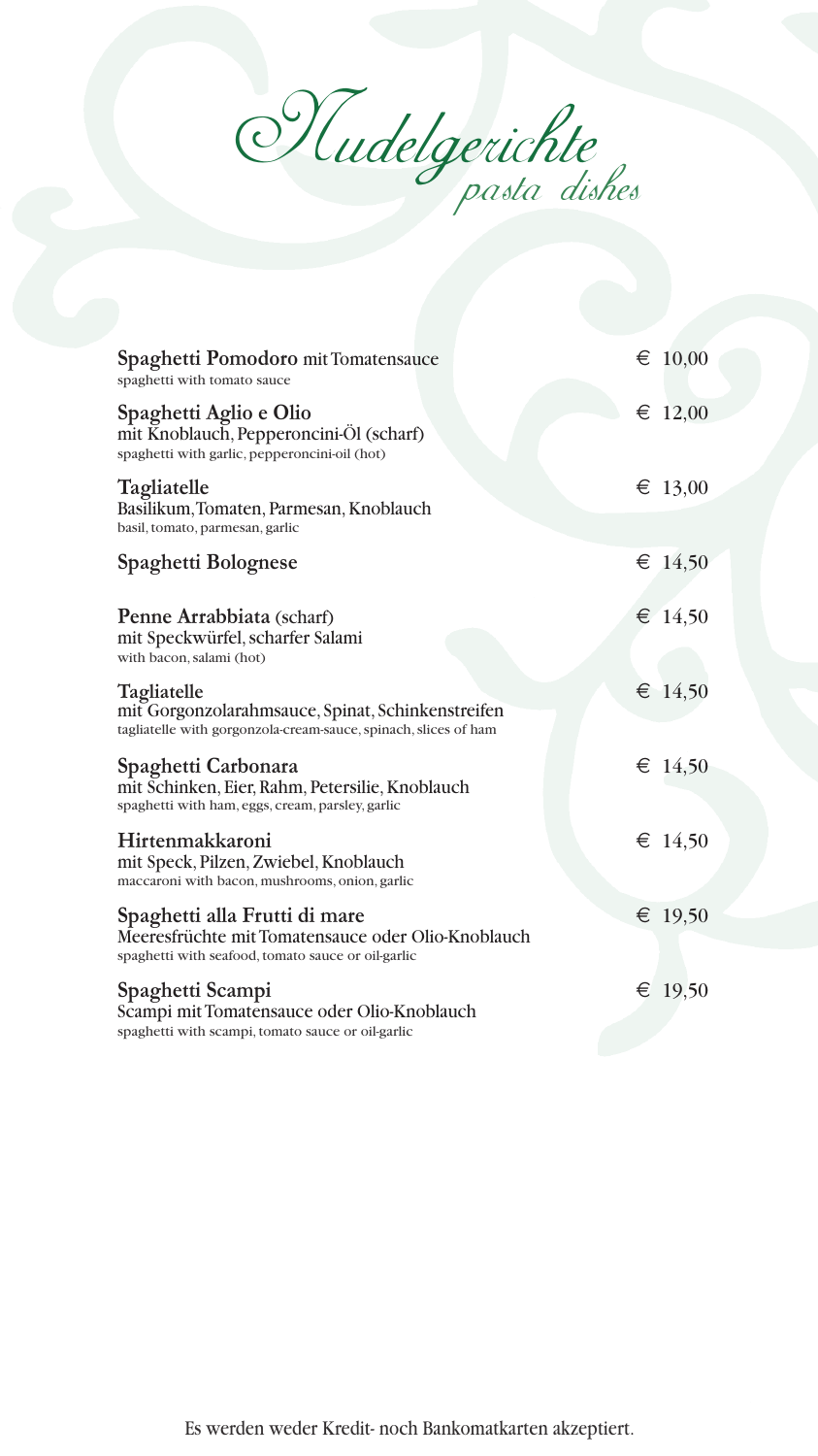# Nudelgerichte
## *pasta dishes*

**Spaghetti Pomodoro** mit Tomatensauce — € 10,00
spaghetti with tomato sauce

**Spaghetti Aglio e Olio** — € 12,00
mit Knoblauch, Pepperoncini-Öl (scharf)
spaghetti with garlic, pepperoncini-oil (hot)

**Tagliatelle** — € 13,00
Basilikum, Tomaten, Parmesan, Knoblauch
basil, tomato, parmesan, garlic

**Spaghetti Bolognese** — € 14,50

**Penne Arrabbiata** (scharf) — € 14,50
mit Speckwürfel, scharfer Salami
with bacon, salami (hot)

**Tagliatelle** — € 14,50
mit Gorgonzolarahmsauce, Spinat, Schinkenstreifen
tagliatelle with gorgonzola-cream-sauce, spinach, slices of ham

**Spaghetti Carbonara** — € 14,50
mit Schinken, Eier, Rahm, Petersilie, Knoblauch
spaghetti with ham, eggs, cream, parsley, garlic

**Hirtenmakkaroni** — € 14,50
mit Speck, Pilzen, Zwiebel, Knoblauch
maccaroni with bacon, mushrooms, onion, garlic

**Spaghetti alla Frutti di mare** — € 19,50
Meeresfrüchte mit Tomatensauce oder Olio-Knoblauch
spaghetti with seafood, tomato sauce or oil-garlic

**Spaghetti Scampi** — € 19,50
Scampi mit Tomatensauce oder Olio-Knoblauch
spaghetti with scampi, tomato sauce or oil-garlic

Es werden weder Kredit- noch Bankomatkarten akzeptiert.